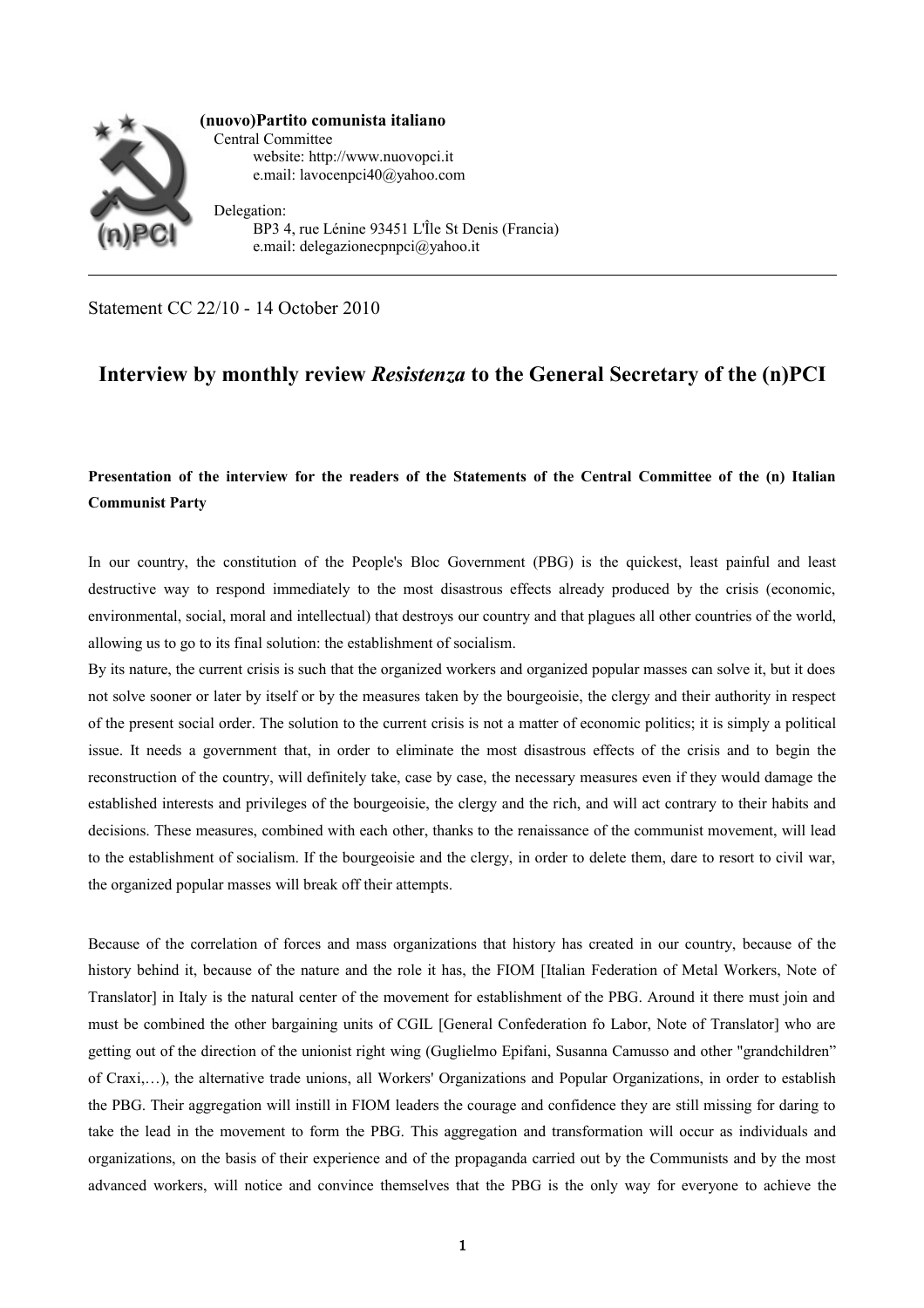**(nuovo)Partito comunista italiano**
Central Committee
website: http://www.nuovopci.it
e.mail: lavocenpci40@yahoo.com

Delegation:
BP3 4, rue Lénine 93451 L'Île St Denis (Francia)
e.mail: delegazionecpnpci@yahoo.it

---

Statement CC 22/10 - 14 October 2010

# Interview by monthly review *Resistenza* to the General Secretary of the (n)PCI

**Presentation of the interview for the readers of the Statements of the Central Committee of the (n) Italian Communist Party**

In our country, the constitution of the People's Bloc Government (PBG) is the quickest, least painful and least destructive way to respond immediately to the most disastrous effects already produced by the crisis (economic, environmental, social, moral and intellectual) that destroys our country and that plagues all other countries of the world, allowing us to go to its final solution: the establishment of socialism.

By its nature, the current crisis is such that the organized workers and organized popular masses can solve it, but it does not solve sooner or later by itself or by the measures taken by the bourgeoisie, the clergy and their authority in respect of the present social order. The solution to the current crisis is not a matter of economic politics; it is simply a political issue. It needs a government that, in order to eliminate the most disastrous effects of the crisis and to begin the reconstruction of the country, will definitely take, case by case, the necessary measures even if they would damage the established interests and privileges of the bourgeoisie, the clergy and the rich, and will act contrary to their habits and decisions. These measures, combined with each other, thanks to the renaissance of the communist movement, will lead to the establishment of socialism. If the bourgeoisie and the clergy, in order to delete them, dare to resort to civil war, the organized popular masses will break off their attempts.

Because of the correlation of forces and mass organizations that history has created in our country, because of the history behind it, because of the nature and the role it has, the FIOM [Italian Federation of Metal Workers, Note of Translator] in Italy is the natural center of the movement for establishment of the PBG. Around it there must join and must be combined the other bargaining units of CGIL [General Confederation fo Labor, Note of Translator] who are getting out of the direction of the unionist right wing (Guglielmo Epifani, Susanna Camusso and other "grandchildren" of Craxi,…), the alternative trade unions, all Workers' Organizations and Popular Organizations, in order to establish the PBG. Their aggregation will instill in FIOM leaders the courage and confidence they are still missing for daring to take the lead in the movement to form the PBG. This aggregation and transformation will occur as individuals and organizations, on the basis of their experience and of the propaganda carried out by the Communists and by the most advanced workers, will notice and convince themselves that the PBG is the only way for everyone to achieve the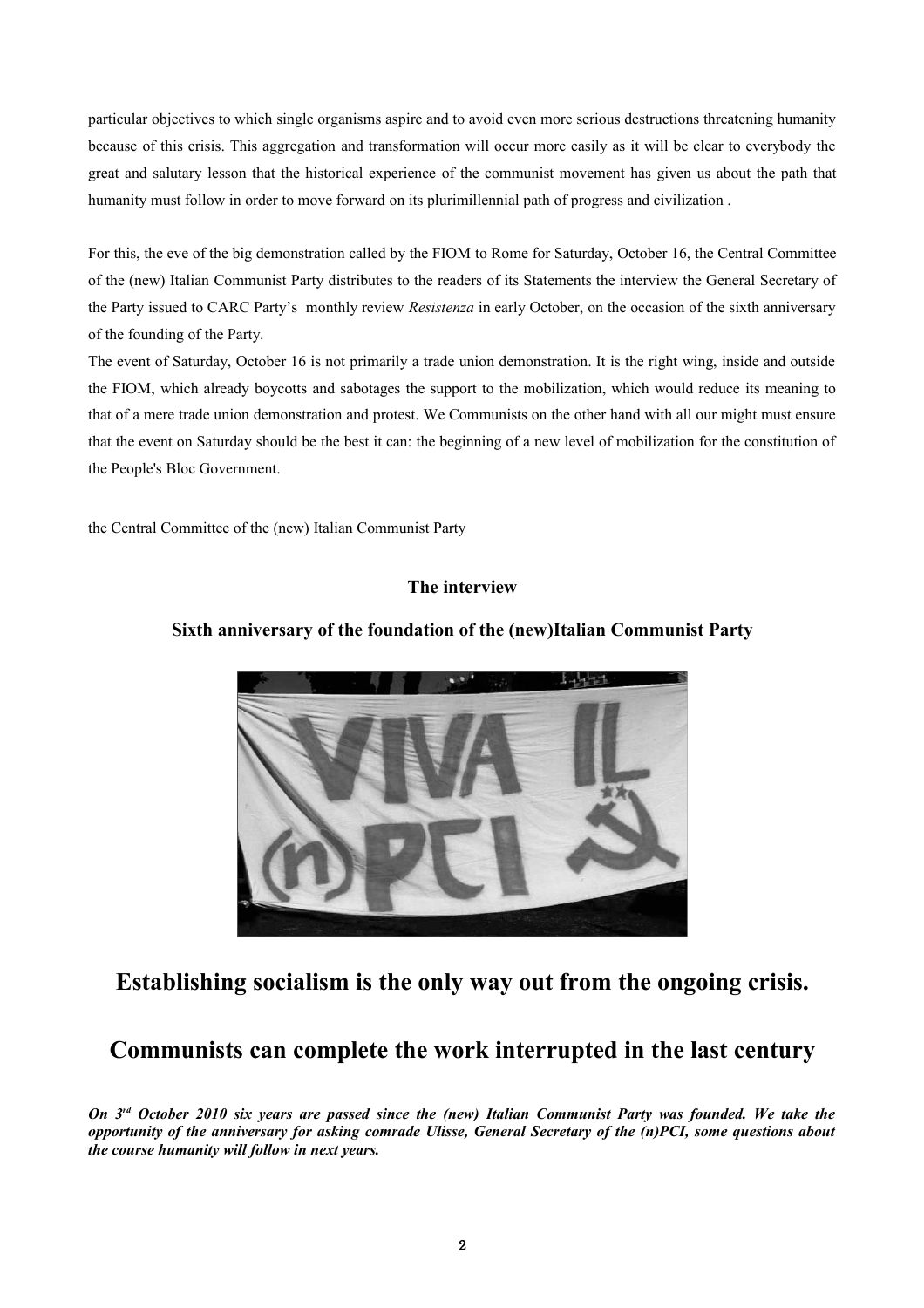particular objectives to which single organisms aspire and to avoid even more serious destructions threatening humanity because of this crisis. This aggregation and transformation will occur more easily as it will be clear to everybody the great and salutary lesson that the historical experience of the communist movement has given us about the path that humanity must follow in order to move forward on its plurimillennial path of progress and civilization .

For this, the eve of the big demonstration called by the FIOM to Rome for Saturday, October 16, the Central Committee of the (new) Italian Communist Party distributes to the readers of its Statements the interview the General Secretary of the Party issued to CARC Party's monthly review *Resistenza* in early October, on the occasion of the sixth anniversary of the founding of the Party.

The event of Saturday, October 16 is not primarily a trade union demonstration. It is the right wing, inside and outside the FIOM, which already boycotts and sabotages the support to the mobilization, which would reduce its meaning to that of a mere trade union demonstration and protest. We Communists on the other hand with all our might must ensure that the event on Saturday should be the best it can: the beginning of a new level of mobilization for the constitution of the People's Bloc Government.

the Central Committee of the (new) Italian Communist Party

**The interview**

**Sixth anniversary of the foundation of the (new)Italian Communist Party**

# Establishing socialism is the only way out from the ongoing crisis.

# Communists can complete the work interrupted in the last century

***On 3rd October 2010 six years are passed since the (new) Italian Communist Party was founded. We take the opportunity of the anniversary for asking comrade Ulisse, General Secretary of the (n)PCI, some questions about the course humanity will follow in next years.***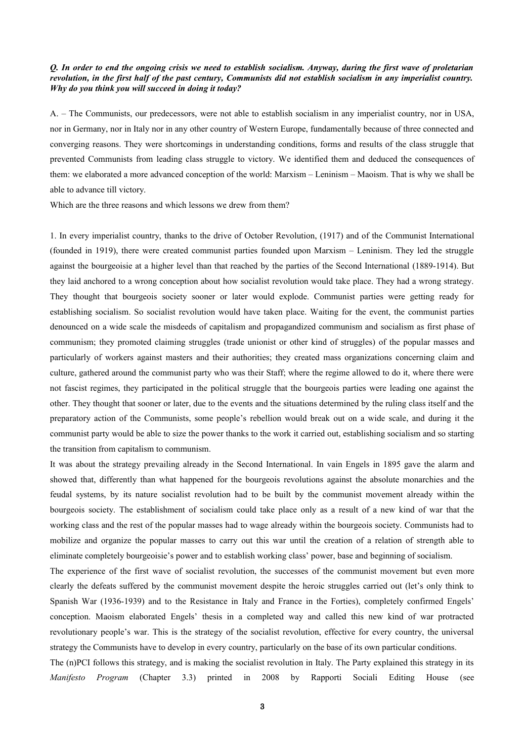***Q. In order to end the ongoing crisis we need to establish socialism. Anyway, during the first wave of proletarian revolution, in the first half of the past century, Communists did not establish socialism in any imperialist country. Why do you think you will succeed in doing it today?***

A. – The Communists, our predecessors, were not able to establish socialism in any imperialist country, nor in USA, nor in Germany, nor in Italy nor in any other country of Western Europe, fundamentally because of three connected and converging reasons. They were shortcomings in understanding conditions, forms and results of the class struggle that prevented Communists from leading class struggle to victory. We identified them and deduced the consequences of them: we elaborated a more advanced conception of the world: Marxism – Leninism – Maoism. That is why we shall be able to advance till victory.

Which are the three reasons and which lessons we drew from them?

1. In every imperialist country, thanks to the drive of October Revolution, (1917) and of the Communist International (founded in 1919), there were created communist parties founded upon Marxism – Leninism. They led the struggle against the bourgeoisie at a higher level than that reached by the parties of the Second International (1889-1914). But they laid anchored to a wrong conception about how socialist revolution would take place. They had a wrong strategy. They thought that bourgeois society sooner or later would explode. Communist parties were getting ready for establishing socialism. So socialist revolution would have taken place. Waiting for the event, the communist parties denounced on a wide scale the misdeeds of capitalism and propagandized communism and socialism as first phase of communism; they promoted claiming struggles (trade unionist or other kind of struggles) of the popular masses and particularly of workers against masters and their authorities; they created mass organizations concerning claim and culture, gathered around the communist party who was their Staff; where the regime allowed to do it, where there were not fascist regimes, they participated in the political struggle that the bourgeois parties were leading one against the other. They thought that sooner or later, due to the events and the situations determined by the ruling class itself and the preparatory action of the Communists, some people's rebellion would break out on a wide scale, and during it the communist party would be able to size the power thanks to the work it carried out, establishing socialism and so starting the transition from capitalism to communism.

It was about the strategy prevailing already in the Second International. In vain Engels in 1895 gave the alarm and showed that, differently than what happened for the bourgeois revolutions against the absolute monarchies and the feudal systems, by its nature socialist revolution had to be built by the communist movement already within the bourgeois society. The establishment of socialism could take place only as a result of a new kind of war that the working class and the rest of the popular masses had to wage already within the bourgeois society. Communists had to mobilize and organize the popular masses to carry out this war until the creation of a relation of strength able to eliminate completely bourgeoisie's power and to establish working class' power, base and beginning of socialism.

The experience of the first wave of socialist revolution, the successes of the communist movement but even more clearly the defeats suffered by the communist movement despite the heroic struggles carried out (let's only think to Spanish War (1936-1939) and to the Resistance in Italy and France in the Forties), completely confirmed Engels' conception. Maoism elaborated Engels' thesis in a completed way and called this new kind of war protracted revolutionary people's war. This is the strategy of the socialist revolution, effective for every country, the universal strategy the Communists have to develop in every country, particularly on the base of its own particular conditions.

The (n)PCI follows this strategy, and is making the socialist revolution in Italy. The Party explained this strategy in its *Manifesto Program* (Chapter 3.3) printed in 2008 by Rapporti Sociali Editing House (see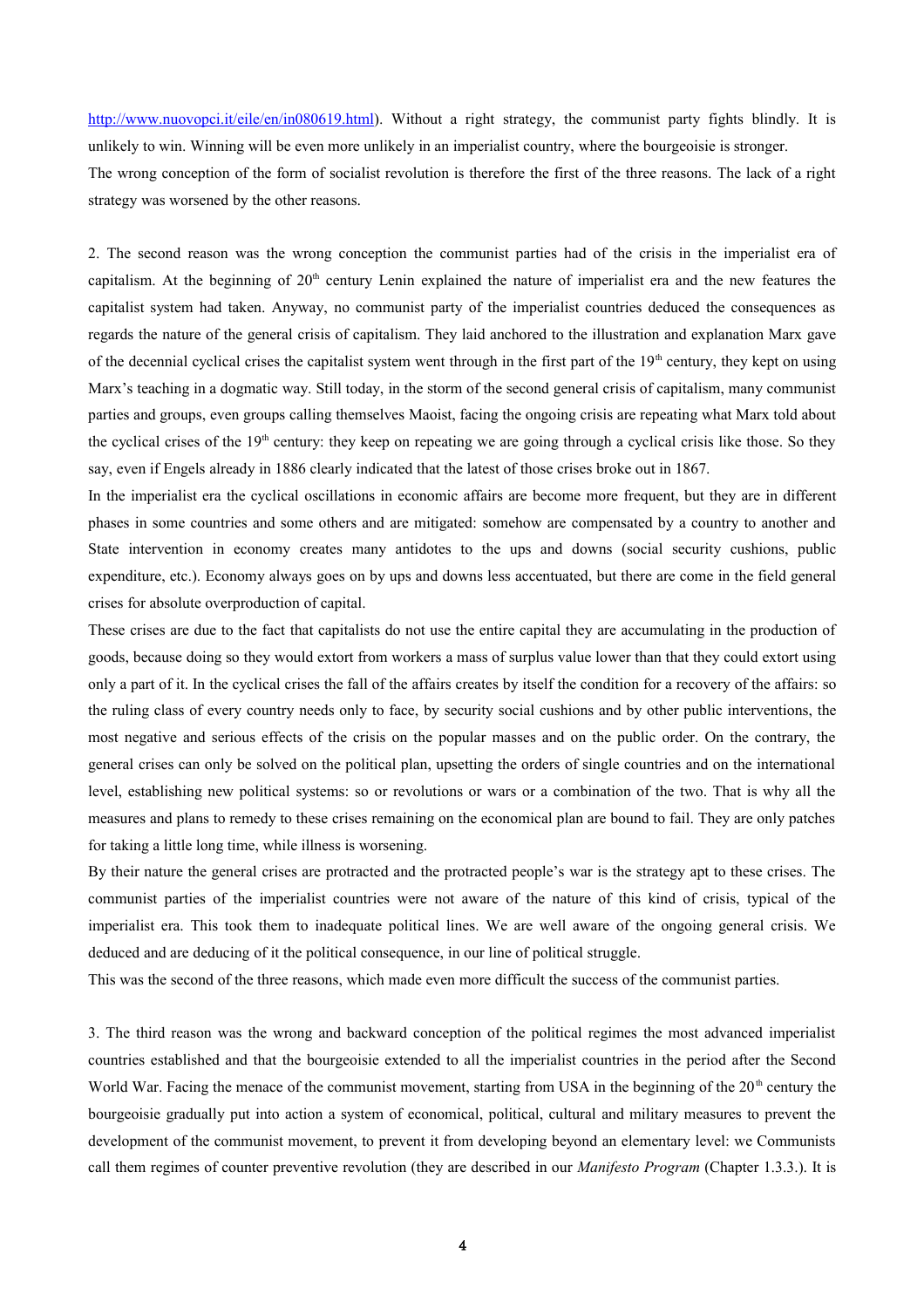http://www.nuovopci.it/eile/en/in080619.html). Without a right strategy, the communist party fights blindly. It is unlikely to win. Winning will be even more unlikely in an imperialist country, where the bourgeoisie is stronger.
The wrong conception of the form of socialist revolution is therefore the first of the three reasons. The lack of a right strategy was worsened by the other reasons.

2. The second reason was the wrong conception the communist parties had of the crisis in the imperialist era of capitalism. At the beginning of 20th century Lenin explained the nature of imperialist era and the new features the capitalist system had taken. Anyway, no communist party of the imperialist countries deduced the consequences as regards the nature of the general crisis of capitalism. They laid anchored to the illustration and explanation Marx gave of the decennial cyclical crises the capitalist system went through in the first part of the 19th century, they kept on using Marx's teaching in a dogmatic way. Still today, in the storm of the second general crisis of capitalism, many communist parties and groups, even groups calling themselves Maoist, facing the ongoing crisis are repeating what Marx told about the cyclical crises of the 19th century: they keep on repeating we are going through a cyclical crisis like those. So they say, even if Engels already in 1886 clearly indicated that the latest of those crises broke out in 1867.
In the imperialist era the cyclical oscillations in economic affairs are become more frequent, but they are in different phases in some countries and some others and are mitigated: somehow are compensated by a country to another and State intervention in economy creates many antidotes to the ups and downs (social security cushions, public expenditure, etc.). Economy always goes on by ups and downs less accentuated, but there are come in the field general crises for absolute overproduction of capital.
These crises are due to the fact that capitalists do not use the entire capital they are accumulating in the production of goods, because doing so they would extort from workers a mass of surplus value lower than that they could extort using only a part of it. In the cyclical crises the fall of the affairs creates by itself the condition for a recovery of the affairs: so the ruling class of every country needs only to face, by security social cushions and by other public interventions, the most negative and serious effects of the crisis on the popular masses and on the public order. On the contrary, the general crises can only be solved on the political plan, upsetting the orders of single countries and on the international level, establishing new political systems: so or revolutions or wars or a combination of the two. That is why all the measures and plans to remedy to these crises remaining on the economical plan are bound to fail. They are only patches for taking a little long time, while illness is worsening.
By their nature the general crises are protracted and the protracted people's war is the strategy apt to these crises. The communist parties of the imperialist countries were not aware of the nature of this kind of crisis, typical of the imperialist era. This took them to inadequate political lines. We are well aware of the ongoing general crisis. We deduced and are deducing of it the political consequence, in our line of political struggle.
This was the second of the three reasons, which made even more difficult the success of the communist parties.

3. The third reason was the wrong and backward conception of the political regimes the most advanced imperialist countries established and that the bourgeoisie extended to all the imperialist countries in the period after the Second World War. Facing the menace of the communist movement, starting from USA in the beginning of the 20th century the bourgeoisie gradually put into action a system of economical, political, cultural and military measures to prevent the development of the communist movement, to prevent it from developing beyond an elementary level: we Communists call them regimes of counter preventive revolution (they are described in our *Manifesto Program* (Chapter 1.3.3.). It is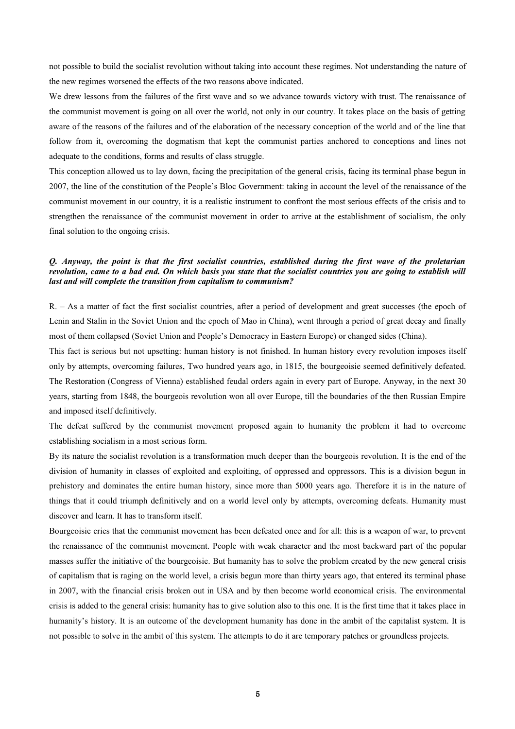not possible to build the socialist revolution without taking into account these regimes. Not understanding the nature of the new regimes worsened the effects of the two reasons above indicated.

We drew lessons from the failures of the first wave and so we advance towards victory with trust. The renaissance of the communist movement is going on all over the world, not only in our country. It takes place on the basis of getting aware of the reasons of the failures and of the elaboration of the necessary conception of the world and of the line that follow from it, overcoming the dogmatism that kept the communist parties anchored to conceptions and lines not adequate to the conditions, forms and results of class struggle.

This conception allowed us to lay down, facing the precipitation of the general crisis, facing its terminal phase begun in 2007, the line of the constitution of the People's Bloc Government: taking in account the level of the renaissance of the communist movement in our country, it is a realistic instrument to confront the most serious effects of the crisis and to strengthen the renaissance of the communist movement in order to arrive at the establishment of socialism, the only final solution to the ongoing crisis.

***Q. Anyway, the point is that the first socialist countries, established during the first wave of the proletarian revolution, came to a bad end. On which basis you state that the socialist countries you are going to establish will last and will complete the transition from capitalism to communism?***

R. – As a matter of fact the first socialist countries, after a period of development and great successes (the epoch of Lenin and Stalin in the Soviet Union and the epoch of Mao in China), went through a period of great decay and finally most of them collapsed (Soviet Union and People's Democracy in Eastern Europe) or changed sides (China).

This fact is serious but not upsetting: human history is not finished. In human history every revolution imposes itself only by attempts, overcoming failures, Two hundred years ago, in 1815, the bourgeoisie seemed definitively defeated. The Restoration (Congress of Vienna) established feudal orders again in every part of Europe. Anyway, in the next 30 years, starting from 1848, the bourgeois revolution won all over Europe, till the boundaries of the then Russian Empire and imposed itself definitively.

The defeat suffered by the communist movement proposed again to humanity the problem it had to overcome establishing socialism in a most serious form.

By its nature the socialist revolution is a transformation much deeper than the bourgeois revolution. It is the end of the division of humanity in classes of exploited and exploiting, of oppressed and oppressors. This is a division begun in prehistory and dominates the entire human history, since more than 5000 years ago. Therefore it is in the nature of things that it could triumph definitively and on a world level only by attempts, overcoming defeats. Humanity must discover and learn. It has to transform itself.

Bourgeoisie cries that the communist movement has been defeated once and for all: this is a weapon of war, to prevent the renaissance of the communist movement. People with weak character and the most backward part of the popular masses suffer the initiative of the bourgeoisie. But humanity has to solve the problem created by the new general crisis of capitalism that is raging on the world level, a crisis begun more than thirty years ago, that entered its terminal phase in 2007, with the financial crisis broken out in USA and by then become world economical crisis. The environmental crisis is added to the general crisis: humanity has to give solution also to this one. It is the first time that it takes place in humanity's history. It is an outcome of the development humanity has done in the ambit of the capitalist system. It is not possible to solve in the ambit of this system. The attempts to do it are temporary patches or groundless projects.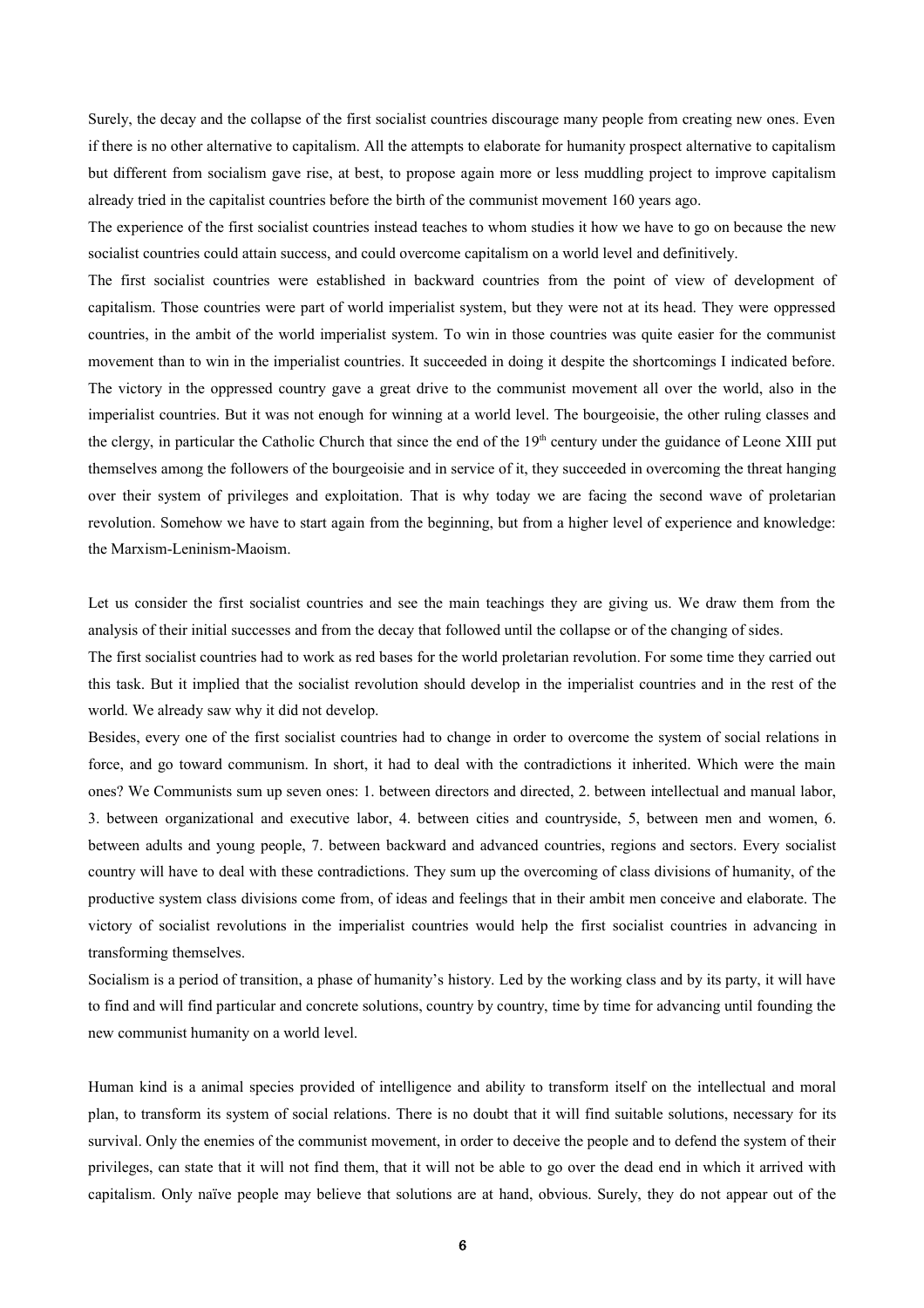Surely, the decay and the collapse of the first socialist countries discourage many people from creating new ones. Even if there is no other alternative to capitalism. All the attempts to elaborate for humanity prospect alternative to capitalism but different from socialism gave rise, at best, to propose again more or less muddling project to improve capitalism already tried in the capitalist countries before the birth of the communist movement 160 years ago.

The experience of the first socialist countries instead teaches to whom studies it how we have to go on because the new socialist countries could attain success, and could overcome capitalism on a world level and definitively.

The first socialist countries were established in backward countries from the point of view of development of capitalism. Those countries were part of world imperialist system, but they were not at its head. They were oppressed countries, in the ambit of the world imperialist system. To win in those countries was quite easier for the communist movement than to win in the imperialist countries. It succeeded in doing it despite the shortcomings I indicated before. The victory in the oppressed country gave a great drive to the communist movement all over the world, also in the imperialist countries. But it was not enough for winning at a world level. The bourgeoisie, the other ruling classes and the clergy, in particular the Catholic Church that since the end of the 19th century under the guidance of Leone XIII put themselves among the followers of the bourgeoisie and in service of it, they succeeded in overcoming the threat hanging over their system of privileges and exploitation. That is why today we are facing the second wave of proletarian revolution. Somehow we have to start again from the beginning, but from a higher level of experience and knowledge: the Marxism-Leninism-Maoism.

Let us consider the first socialist countries and see the main teachings they are giving us. We draw them from the analysis of their initial successes and from the decay that followed until the collapse or of the changing of sides.

The first socialist countries had to work as red bases for the world proletarian revolution. For some time they carried out this task. But it implied that the socialist revolution should develop in the imperialist countries and in the rest of the world. We already saw why it did not develop.

Besides, every one of the first socialist countries had to change in order to overcome the system of social relations in force, and go toward communism. In short, it had to deal with the contradictions it inherited. Which were the main ones? We Communists sum up seven ones: 1. between directors and directed, 2. between intellectual and manual labor, 3. between organizational and executive labor, 4. between cities and countryside, 5, between men and women, 6. between adults and young people, 7. between backward and advanced countries, regions and sectors. Every socialist country will have to deal with these contradictions. They sum up the overcoming of class divisions of humanity, of the productive system class divisions come from, of ideas and feelings that in their ambit men conceive and elaborate. The victory of socialist revolutions in the imperialist countries would help the first socialist countries in advancing in transforming themselves.

Socialism is a period of transition, a phase of humanity's history. Led by the working class and by its party, it will have to find and will find particular and concrete solutions, country by country, time by time for advancing until founding the new communist humanity on a world level.

Human kind is a animal species provided of intelligence and ability to transform itself on the intellectual and moral plan, to transform its system of social relations. There is no doubt that it will find suitable solutions, necessary for its survival. Only the enemies of the communist movement, in order to deceive the people and to defend the system of their privileges, can state that it will not find them, that it will not be able to go over the dead end in which it arrived with capitalism. Only naïve people may believe that solutions are at hand, obvious. Surely, they do not appear out of the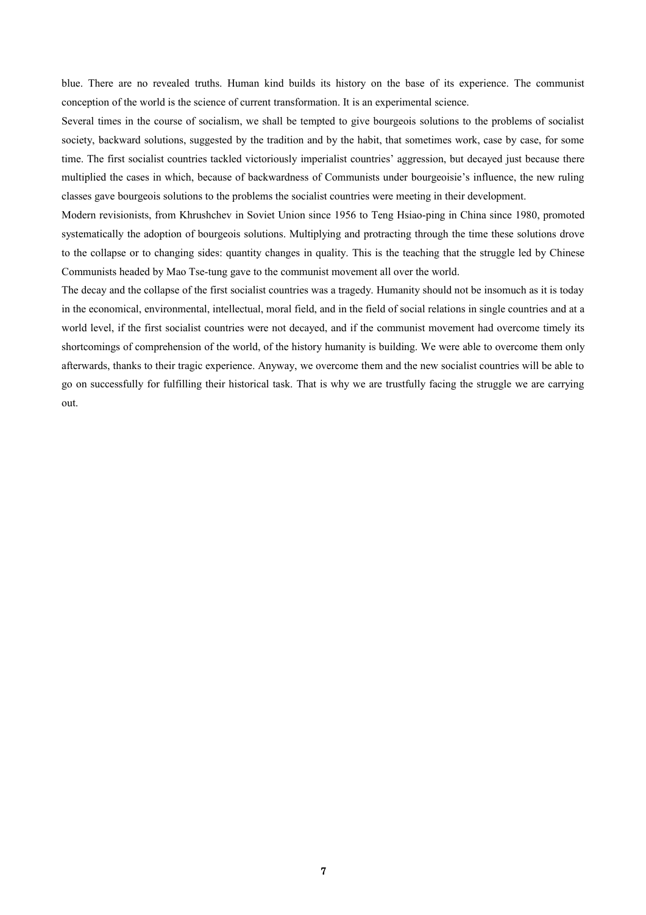blue. There are no revealed truths. Human kind builds its history on the base of its experience. The communist conception of the world is the science of current transformation. It is an experimental science.

Several times in the course of socialism, we shall be tempted to give bourgeois solutions to the problems of socialist society, backward solutions, suggested by the tradition and by the habit, that sometimes work, case by case, for some time. The first socialist countries tackled victoriously imperialist countries' aggression, but decayed just because there multiplied the cases in which, because of backwardness of Communists under bourgeoisie's influence, the new ruling classes gave bourgeois solutions to the problems the socialist countries were meeting in their development.

Modern revisionists, from Khrushchev in Soviet Union since 1956 to Teng Hsiao-ping in China since 1980, promoted systematically the adoption of bourgeois solutions. Multiplying and protracting through the time these solutions drove to the collapse or to changing sides: quantity changes in quality. This is the teaching that the struggle led by Chinese Communists headed by Mao Tse-tung gave to the communist movement all over the world.

The decay and the collapse of the first socialist countries was a tragedy. Humanity should not be insomuch as it is today in the economical, environmental, intellectual, moral field, and in the field of social relations in single countries and at a world level, if the first socialist countries were not decayed, and if the communist movement had overcome timely its shortcomings of comprehension of the world, of the history humanity is building. We were able to overcome them only afterwards, thanks to their tragic experience. Anyway, we overcome them and the new socialist countries will be able to go on successfully for fulfilling their historical task. That is why we are trustfully facing the struggle we are carrying out.